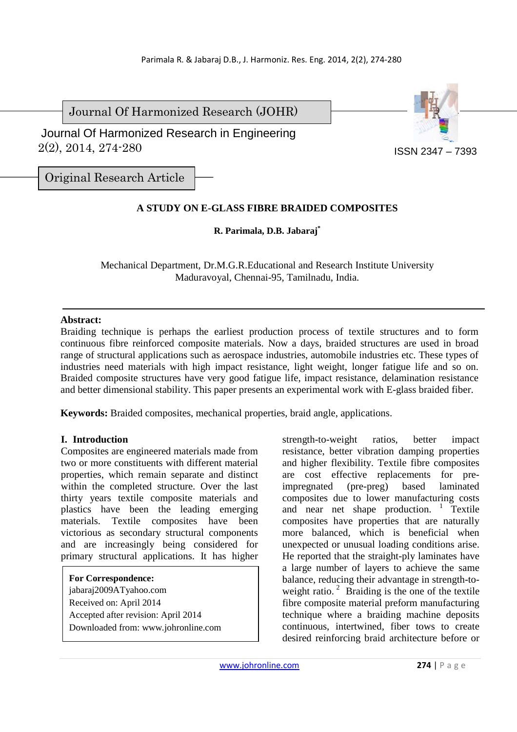Journal Of Harmonized Research (JOHR)

Journal Of Harmonized Research in Engineering
2(2), 2014, 274-280

ISSN 2347 – 7393

Original Research Article

# A STUDY ON E-GLASS FIBRE BRAIDED COMPOSITES

**R. Parimala, D.B. Jabaraj[*]**

Mechanical Department, Dr.M.G.R.Educational and Research Institute University
Maduravoyal, Chennai-95, Tamilnadu, India.

**Abstract:**
Braiding technique is perhaps the earliest production process of textile structures and to form continuous fibre reinforced composite materials. Now a days, braided structures are used in broad range of structural applications such as aerospace industries, automobile industries etc. These types of industries need materials with high impact resistance, light weight, longer fatigue life and so on. Braided composite structures have very good fatigue life, impact resistance, delamination resistance and better dimensional stability. This paper presents an experimental work with E-glass braided fiber.

**Keywords:** Braided composites, mechanical properties, braid angle, applications.

## I. Introduction

Composites are engineered materials made from two or more constituents with different material properties, which remain separate and distinct within the completed structure. Over the last thirty years textile composite materials and plastics have been the leading emerging materials. Textile composites have been victorious as secondary structural components and are increasingly being considered for primary structural applications. It has higher strength-to-weight ratios, better impact resistance, better vibration damping properties and higher flexibility. Textile fibre composites are cost effective replacements for pre-impregnated (pre-preg) based laminated composites due to lower manufacturing costs and near net shape production. [1] Textile composites have properties that are naturally more balanced, which is beneficial when unexpected or unusual loading conditions arise. He reported that the straight-ply laminates have a large number of layers to achieve the same balance, reducing their advantage in strength-to-weight ratio. [2] Braiding is the one of the textile fibre composite material preform manufacturing technique where a braiding machine deposits continuous, intertwined, fiber tows to create desired reinforcing braid architecture before or

**For Correspondence:**
jabaraj2009ATyahoo.com
Received on: April 2014
Accepted after revision: April 2014
Downloaded from: www.johronline.com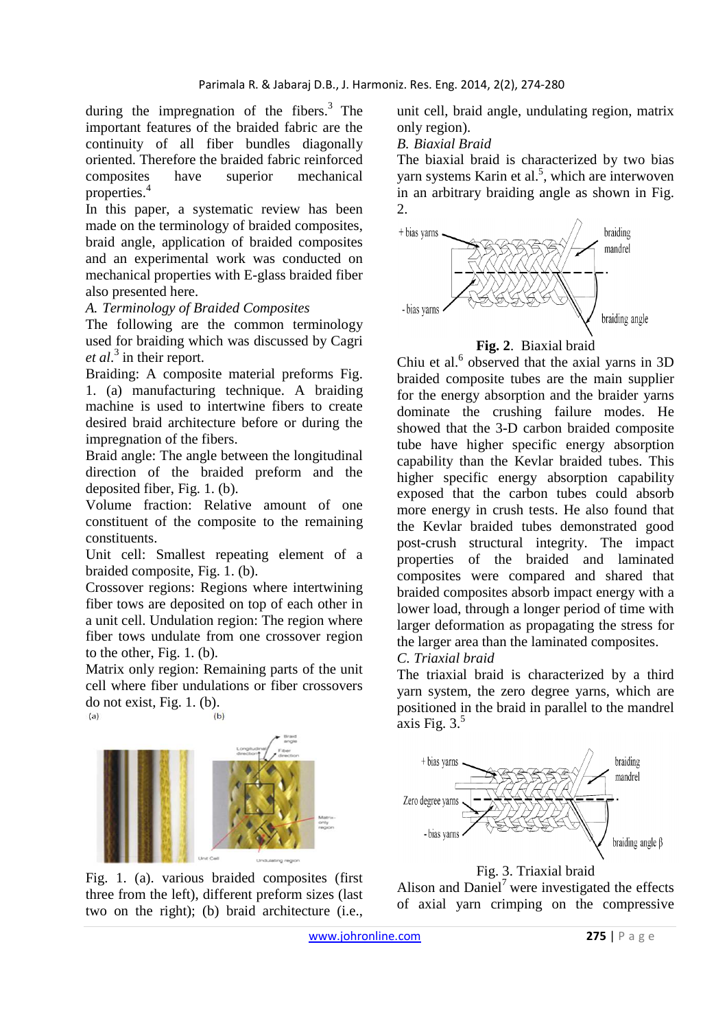during the impregnation of the fibers.[3] The important features of the braided fabric are the continuity of all fiber bundles diagonally oriented. Therefore the braided fabric reinforced composites have superior mechanical properties.[4]

In this paper, a systematic review has been made on the terminology of braided composites, braid angle, application of braided composites and an experimental work was conducted on mechanical properties with E-glass braided fiber also presented here.

*A. Terminology of Braided Composites*

The following are the common terminology used for braiding which was discussed by Cagri *et al.*[3] in their report.

Braiding: A composite material preforms Fig. 1. (a) manufacturing technique. A braiding machine is used to intertwine fibers to create desired braid architecture before or during the impregnation of the fibers.

Braid angle: The angle between the longitudinal direction of the braided preform and the deposited fiber, Fig. 1. (b).

Volume fraction: Relative amount of one constituent of the composite to the remaining constituents.

Unit cell: Smallest repeating element of a braided composite, Fig. 1. (b).

Crossover regions: Regions where intertwining fiber tows are deposited on top of each other in a unit cell. Undulation region: The region where fiber tows undulate from one crossover region to the other, Fig. 1. (b).

Matrix only region: Remaining parts of the unit cell where fiber undulations or fiber crossovers do not exist, Fig. 1. (b).

(a) (b)

Longitudinal direction
Braid angle
Fiber direction
Matrix-only region
Unit Cell
Undulating region

Fig. 1. (a). various braided composites (first three from the left), different preform sizes (last two on the right); (b) braid architecture (i.e., unit cell, braid angle, undulating region, matrix only region).

*B. Biaxial Braid*

The biaxial braid is characterized by two bias yarn systems Karin et al.[5], which are interwoven in an arbitrary braiding angle as shown in Fig. 2.

+ bias yarns
braiding mandrel
- bias yarns
braiding angle

**Fig. 2.** Biaxial braid

Chiu et al.[6] observed that the axial yarns in 3D braided composite tubes are the main supplier for the energy absorption and the braider yarns dominate the crushing failure modes. He showed that the 3-D carbon braided composite tube have higher specific energy absorption capability than the Kevlar braided tubes. This higher specific energy absorption capability exposed that the carbon tubes could absorb more energy in crush tests. He also found that the Kevlar braided tubes demonstrated good post-crush structural integrity. The impact properties of the braided and laminated composites were compared and shared that braided composites absorb impact energy with a lower load, through a longer period of time with larger deformation as propagating the stress for the larger area than the laminated composites.

*C. Triaxial braid*

The triaxial braid is characterized by a third yarn system, the zero degree yarns, which are positioned in the braid in parallel to the mandrel axis Fig. 3.[5]

+ bias yarns
braiding mandrel
Zero degree yarns
- bias yarns
braiding angle β

Fig. 3. Triaxial braid

Alison and Daniel[7] were investigated the effects of axial yarn crimping on the compressive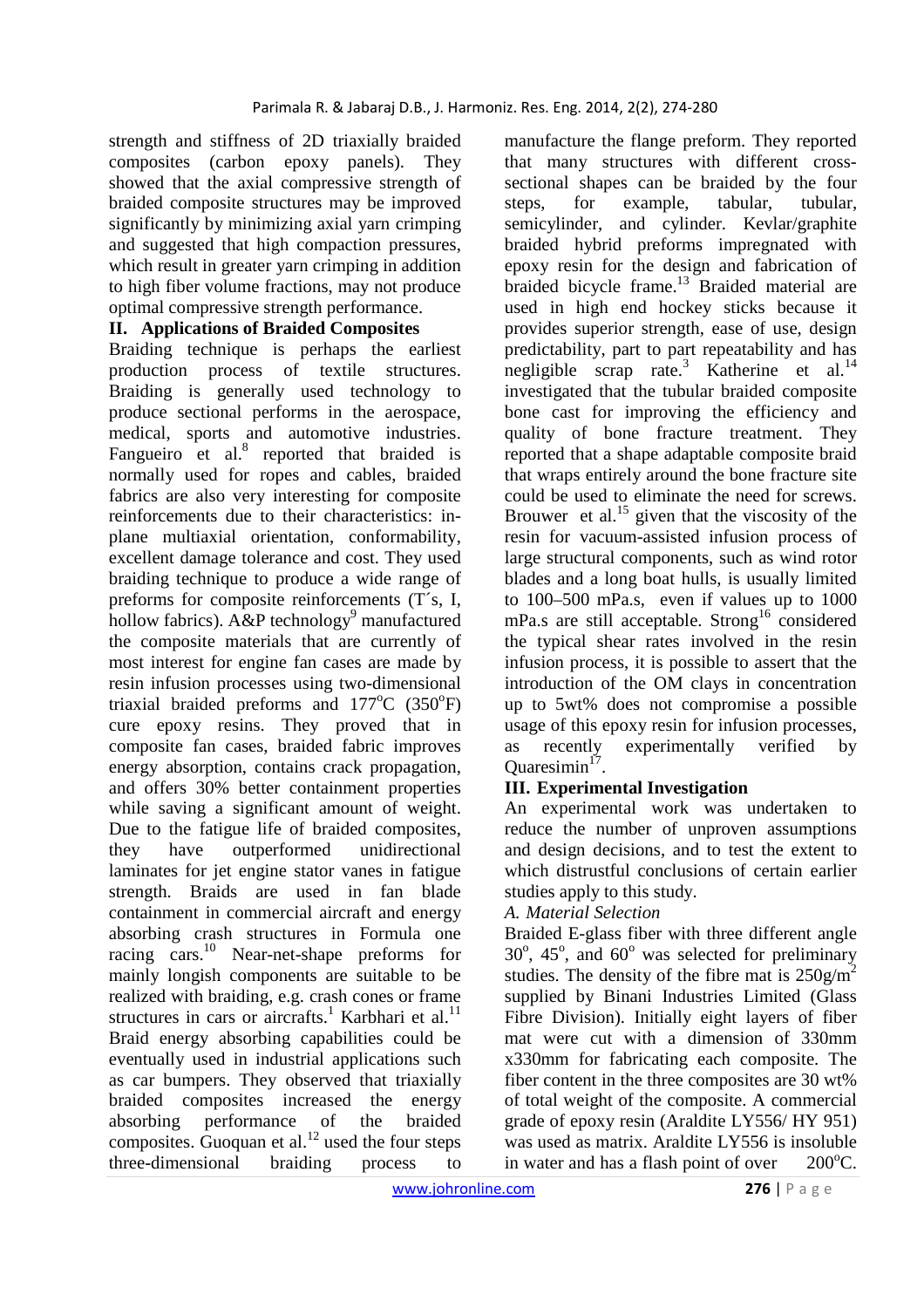strength and stiffness of 2D triaxially braided composites (carbon epoxy panels). They showed that the axial compressive strength of braided composite structures may be improved significantly by minimizing axial yarn crimping and suggested that high compaction pressures, which result in greater yarn crimping in addition to high fiber volume fractions, may not produce optimal compressive strength performance.

## II. Applications of Braided Composites

Braiding technique is perhaps the earliest production process of textile structures. Braiding is generally used technology to produce sectional performs in the aerospace, medical, sports and automotive industries. Fangueiro et al.[8] reported that braided is normally used for ropes and cables, braided fabrics are also very interesting for composite reinforcements due to their characteristics: in-plane multiaxial orientation, conformability, excellent damage tolerance and cost. They used braiding technique to produce a wide range of preforms for composite reinforcements (T´s, I, hollow fabrics). A&P technology[9] manufactured the composite materials that are currently of most interest for engine fan cases are made by resin infusion processes using two-dimensional triaxial braided preforms and 177°C (350°F) cure epoxy resins. They proved that in composite fan cases, braided fabric improves energy absorption, contains crack propagation, and offers 30% better containment properties while saving a significant amount of weight. Due to the fatigue life of braided composites, they have outperformed unidirectional laminates for jet engine stator vanes in fatigue strength. Braids are used in fan blade containment in commercial aircraft and energy absorbing crash structures in Formula one racing cars.[10] Near-net-shape preforms for mainly longish components are suitable to be realized with braiding, e.g. crash cones or frame structures in cars or aircrafts.[1] Karbhari et al.[11] Braid energy absorbing capabilities could be eventually used in industrial applications such as car bumpers. They observed that triaxially braided composites increased the energy absorbing performance of the braided composites. Guoquan et al.[12] used the four steps three-dimensional braiding process to manufacture the flange preform. They reported that many structures with different cross-sectional shapes can be braided by the four steps, for example, tabular, tubular, semicylinder, and cylinder. Kevlar/graphite braided hybrid preforms impregnated with epoxy resin for the design and fabrication of braided bicycle frame.[13] Braided material are used in high end hockey sticks because it provides superior strength, ease of use, design predictability, part to part repeatability and has negligible scrap rate.[3] Katherine et al.[14] investigated that the tubular braided composite bone cast for improving the efficiency and quality of bone fracture treatment. They reported that a shape adaptable composite braid that wraps entirely around the bone fracture site could be used to eliminate the need for screws. Brouwer et al.[15] given that the viscosity of the resin for vacuum-assisted infusion process of large structural components, such as wind rotor blades and a long boat hulls, is usually limited to 100–500 mPa.s, even if values up to 1000 mPa.s are still acceptable. Strong[16] considered the typical shear rates involved in the resin infusion process, it is possible to assert that the introduction of the OM clays in concentration up to 5wt% does not compromise a possible usage of this epoxy resin for infusion processes, as recently experimentally verified by Quaresimin[17].

## III. Experimental Investigation

An experimental work was undertaken to reduce the number of unproven assumptions and design decisions, and to test the extent to which distrustful conclusions of certain earlier studies apply to this study.

### *A. Material Selection*

Braided E-glass fiber with three different angle 30°, 45°, and 60° was selected for preliminary studies. The density of the fibre mat is 250g/m$^2$ supplied by Binani Industries Limited (Glass Fibre Division). Initially eight layers of fiber mat were cut with a dimension of 330mm x330mm for fabricating each composite. The fiber content in the three composites are 30 wt% of total weight of the composite. A commercial grade of epoxy resin (Araldite LY556/ HY 951) was used as matrix. Araldite LY556 is insoluble in water and has a flash point of over 200°C.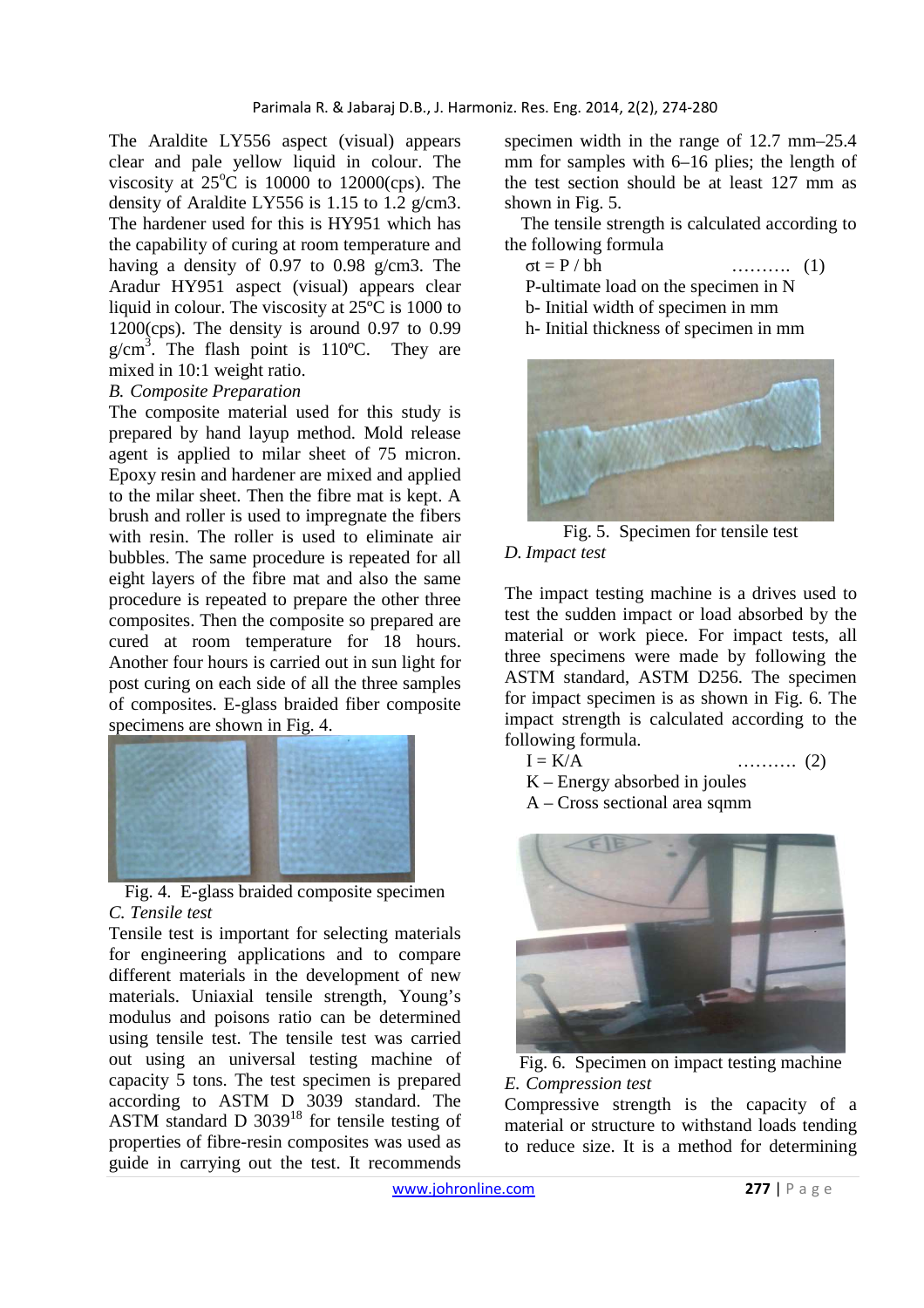The Araldite LY556 aspect (visual) appears clear and pale yellow liquid in colour. The viscosity at $25^{o}$C is 10000 to 12000(cps). The density of Araldite LY556 is 1.15 to 1.2 g/cm3. The hardener used for this is HY951 which has the capability of curing at room temperature and having a density of 0.97 to 0.98 g/cm3. The Aradur HY951 aspect (visual) appears clear liquid in colour. The viscosity at 25ºC is 1000 to 1200(cps). The density is around 0.97 to 0.99 g/cm$^3$. The flash point is 110ºC. They are mixed in 10:1 weight ratio.

*B. Composite Preparation*

The composite material used for this study is prepared by hand layup method. Mold release agent is applied to milar sheet of 75 micron. Epoxy resin and hardener are mixed and applied to the milar sheet. Then the fibre mat is kept. A brush and roller is used to impregnate the fibers with resin. The roller is used to eliminate air bubbles. The same procedure is repeated for all eight layers of the fibre mat and also the same procedure is repeated to prepare the other three composites. Then the composite so prepared are cured at room temperature for 18 hours. Another four hours is carried out in sun light for post curing on each side of all the three samples of composites. E-glass braided fiber composite specimens are shown in Fig. 4.

Fig. 4. E-glass braided composite specimen

*C. Tensile test*

Tensile test is important for selecting materials for engineering applications and to compare different materials in the development of new materials. Uniaxial tensile strength, Young's modulus and poisons ratio can be determined using tensile test. The tensile test was carried out using an universal testing machine of capacity 5 tons. The test specimen is prepared according to ASTM D 3039 standard. The ASTM standard D 3039[18] for tensile testing of properties of fibre-resin composites was used as guide in carrying out the test. It recommends specimen width in the range of 12.7 mm–25.4 mm for samples with 6–16 plies; the length of the test section should be at least 127 mm as shown in Fig. 5.

The tensile strength is calculated according to the following formula

$$\sigma t = P / bh \quad \ldots\ldots\ldots \quad (1)$$

P-ultimate load on the specimen in N
b- Initial width of specimen in mm
h- Initial thickness of specimen in mm

Fig. 5. Specimen for tensile test

*D. Impact test*

The impact testing machine is a drives used to test the sudden impact or load absorbed by the material or work piece. For impact tests, all three specimens were made by following the ASTM standard, ASTM D256. The specimen for impact specimen is as shown in Fig. 6. The impact strength is calculated according to the following formula.

$$I = K/A \quad \ldots\ldots\ldots \quad (2)$$

K – Energy absorbed in joules
A – Cross sectional area sqmm

Fig. 6. Specimen on impact testing machine

*E. Compression test*

Compressive strength is the capacity of a material or structure to withstand loads tending to reduce size. It is a method for determining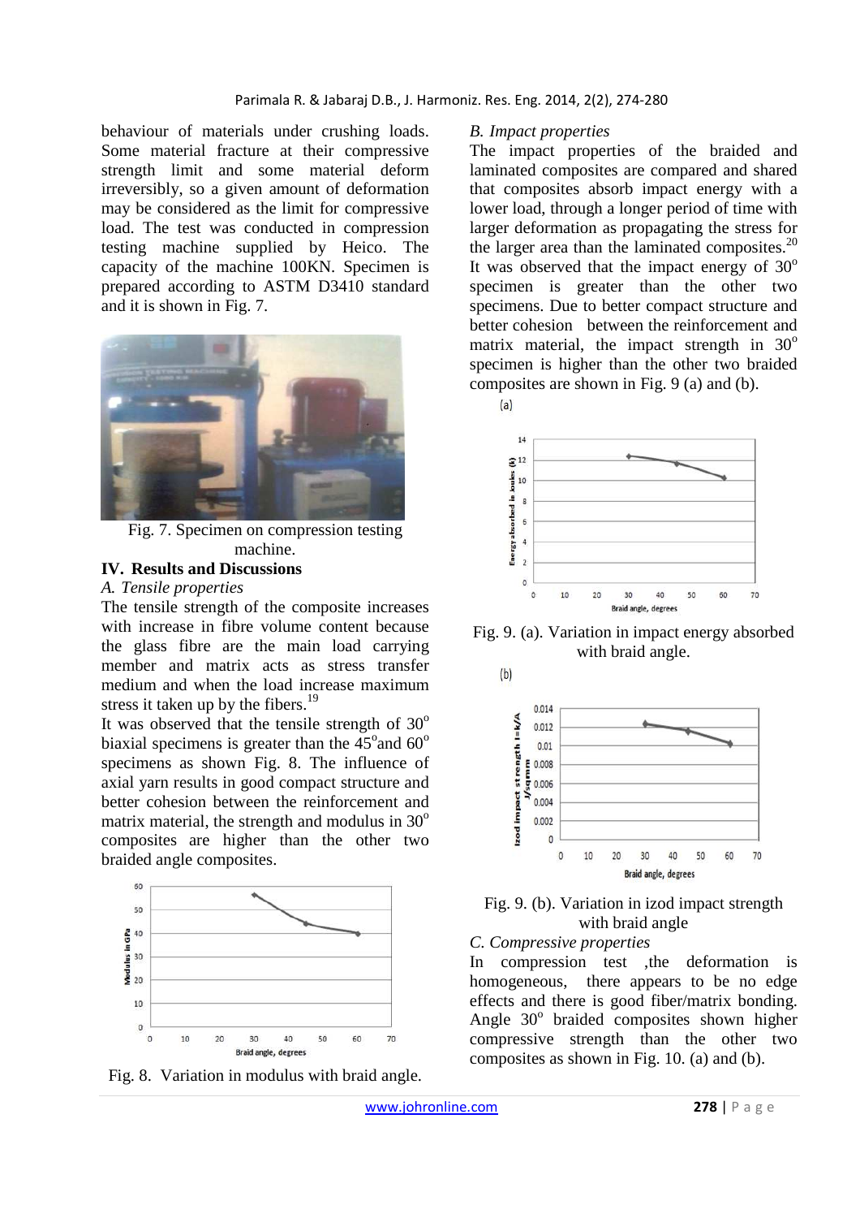behaviour of materials under crushing loads. Some material fracture at their compressive strength limit and some material deform irreversibly, so a given amount of deformation may be considered as the limit for compressive load. The test was conducted in compression testing machine supplied by Heico. The capacity of the machine 100KN. Specimen is prepared according to ASTM D3410 standard and it is shown in Fig. 7.

Fig. 7. Specimen on compression testing machine.

## IV. Results and Discussions

### A. Tensile properties

The tensile strength of the composite increases with increase in fibre volume content because the glass fibre are the main load carrying member and matrix acts as stress transfer medium and when the load increase maximum stress it taken up by the fibers.[19]

It was observed that the tensile strength of 30° biaxial specimens is greater than the 45°and 60° specimens as shown Fig. 8. The influence of axial yarn results in good compact structure and better cohesion between the reinforcement and matrix material, the strength and modulus in 30° composites are higher than the other two braided angle composites.

Modulus in GPa
60
50
40
30
20
10
0
0 10 20 30 40 50 60 70
Braid angle, degrees

Fig. 8. Variation in modulus with braid angle.

### B. Impact properties

The impact properties of the braided and laminated composites are compared and shared that composites absorb impact energy with a lower load, through a longer period of time with larger deformation as propagating the stress for the larger area than the laminated composites.[20]

It was observed that the impact energy of 30° specimen is greater than the other two specimens. Due to better compact structure and better cohesion between the reinforcement and matrix material, the impact strength in 30° specimen is higher than the other two braided composites are shown in Fig. 9 (a) and (b).

(a)

Energy absorbed in Joules (J)
14
12
10
8
6
4
2
0
0 10 20 30 40 50 60 70
Braid angle, degrees

Fig. 9. (a). Variation in impact energy absorbed with braid angle.

(b)

Izod impact strength I=k/A J/sqmm
0.014
0.012
0.01
0.008
0.006
0.004
0.002
0
0 10 20 30 40 50 60 70
Braid angle, degrees

Fig. 9. (b). Variation in izod impact strength with braid angle

### C. Compressive properties

In compression test ,the deformation is homogeneous, there appears to be no edge effects and there is good fiber/matrix bonding. Angle 30° braided composites shown higher compressive strength than the other two composites as shown in Fig. 10. (a) and (b).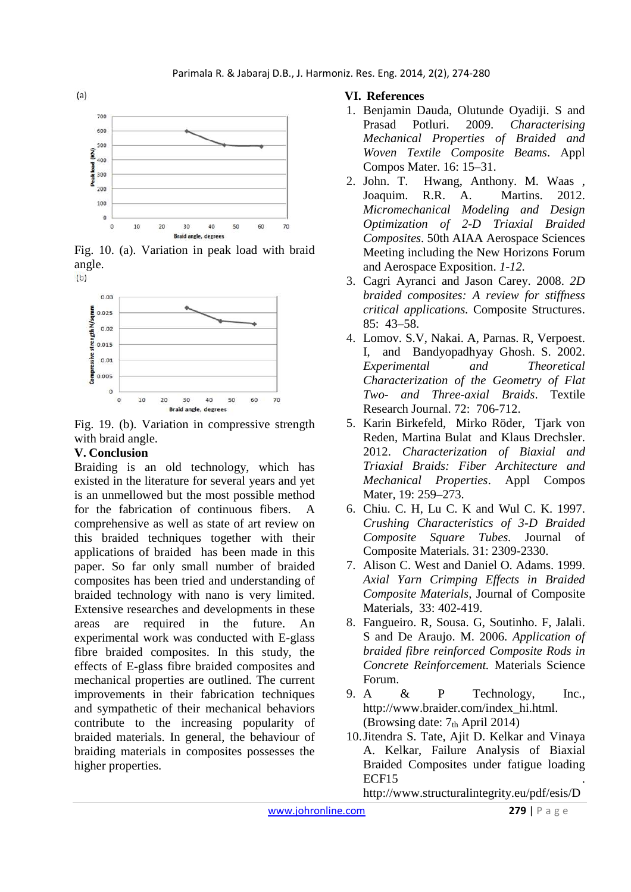(a)

700
600
500
400
300
200
100
0
Peak load (KN)
0 10 20 30 40 50 60 70
Braid angle, degrees

Fig. 10. (a). Variation in peak load with braid angle.

(b)

0.03
0.025
0.02
0.015
0.01
0.005
0
Compressive strength N/sqmm
0 10 20 30 40 50 60 70
Braid angle, degrees

Fig. 19. (b). Variation in compressive strength with braid angle.

## V. Conclusion

Braiding is an old technology, which has existed in the literature for several years and yet is an unmellowed but the most possible method for the fabrication of continuous fibers. A comprehensive as well as state of art review on this braided techniques together with their applications of braided has made in this paper. So far only small number of braided composites has been tried and understanding of braided technology with nano is very limited. Extensive researches and developments in these areas are required in the future. An experimental work was conducted with E-glass fibre braided composites. In this study, the effects of E-glass fibre braided composites and mechanical properties are outlined. The current improvements in their fabrication techniques and sympathetic of their mechanical behaviors contribute to the increasing popularity of braided materials. In general, the behaviour of braiding materials in composites possesses the higher properties.

## VI. References

1. Benjamin Dauda, Olutunde Oyadiji. S and Prasad Potluri. 2009. *Characterising Mechanical Properties of Braided and Woven Textile Composite Beams*. Appl Compos Mater. 16: 15–31.
2. John. T. Hwang, Anthony. M. Waas , Joaquim. R.R. A. Martins. 2012. *Micromechanical Modeling and Design Optimization of 2-D Triaxial Braided Composites*. 50th AIAA Aerospace Sciences Meeting including the New Horizons Forum and Aerospace Exposition. *1-12.*
3. Cagri Ayranci and Jason Carey. 2008. *2D braided composites: A review for stiffness critical applications.* Composite Structures. 85: 43–58.
4. Lomov. S.V, Nakai. A, Parnas. R, Verpoest. I, and Bandyopadhyay Ghosh. S. 2002. *Experimental and Theoretical Characterization of the Geometry of Flat Two- and Three-axial Braids*. Textile Research Journal. 72: 706-712.
5. Karin Birkefeld, Mirko Röder, Tjark von Reden, Martina Bulat and Klaus Drechsler. 2012. *Characterization of Biaxial and Triaxial Braids: Fiber Architecture and Mechanical Properties*. Appl Compos Mater, 19: 259–273.
6. Chiu. C. H, Lu C. K and Wul C. K. 1997. *Crushing Characteristics of 3-D Braided Composite Square Tubes.* Journal of Composite Materials. 31: 2309-2330.
7. Alison C. West and Daniel O. Adams. 1999. *Axial Yarn Crimping Effects in Braided Composite Materials*, Journal of Composite Materials, 33: 402-419.
8. Fangueiro. R, Sousa. G, Soutinho. F, Jalali. S and De Araujo. M. 2006. *Application of braided fibre reinforced Composite Rods in Concrete Reinforcement.* Materials Science Forum.
9. A & P Technology, Inc., http://www.braider.com/index_hi.html. (Browsing date: $7_{th}$ April 2014)
10. Jitendra S. Tate, Ajit D. Kelkar and Vinaya A. Kelkar, Failure Analysis of Biaxial Braided Composites under fatigue loading ECF15 . http://www.structuralintegrity.eu/pdf/esis/D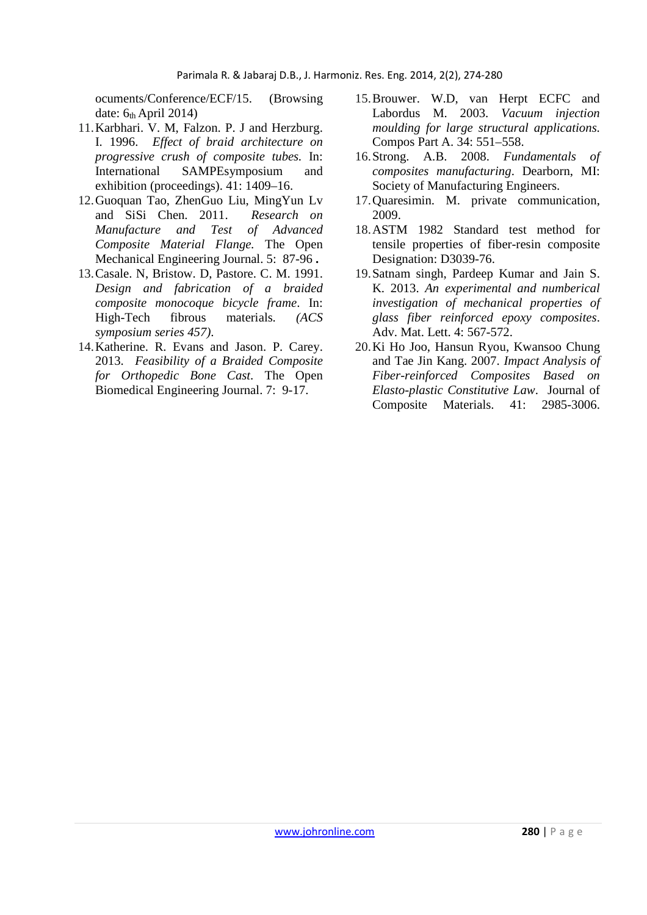ocuments/Conference/ECF/15. (Browsing date: 6th April 2014)

11. Karbhari. V. M, Falzon. P. J and Herzburg. I. 1996. *Effect of braid architecture on progressive crush of composite tubes.* In: International SAMPEsymposium and exhibition (proceedings). 41: 1409–16.
12. Guoquan Tao, ZhenGuo Liu, MingYun Lv and SiSi Chen. 2011. *Research on Manufacture and Test of Advanced Composite Material Flange.* The Open Mechanical Engineering Journal. 5: 87-96 **.**
13. Casale. N, Bristow. D, Pastore. C. M. 1991. *Design and fabrication of a braided composite monocoque bicycle frame*. In: High-Tech fibrous materials. *(ACS symposium series 457)*.
14. Katherine. R. Evans and Jason. P. Carey. 2013. *Feasibility of a Braided Composite for Orthopedic Bone Cast.* The Open Biomedical Engineering Journal. 7: 9-17.
15. Brouwer. W.D, van Herpt ECFC and Labordus M. 2003. *Vacuum injection moulding for large structural applications.* Compos Part A. 34: 551–558.
16. Strong. A.B. 2008. *Fundamentals of composites manufacturing*. Dearborn, MI: Society of Manufacturing Engineers.
17. Quaresimin. M. private communication, 2009.
18. ASTM 1982 Standard test method for tensile properties of fiber-resin composite Designation: D3039-76.
19. Satnam singh, Pardeep Kumar and Jain S. K. 2013. *An experimental and numberical investigation of mechanical properties of glass fiber reinforced epoxy composites*. Adv. Mat. Lett. 4: 567-572.
20. Ki Ho Joo, Hansun Ryou, Kwansoo Chung and Tae Jin Kang. 2007. *Impact Analysis of Fiber-reinforced Composites Based on Elasto-plastic Constitutive Law*. Journal of Composite Materials. 41: 2985-3006.